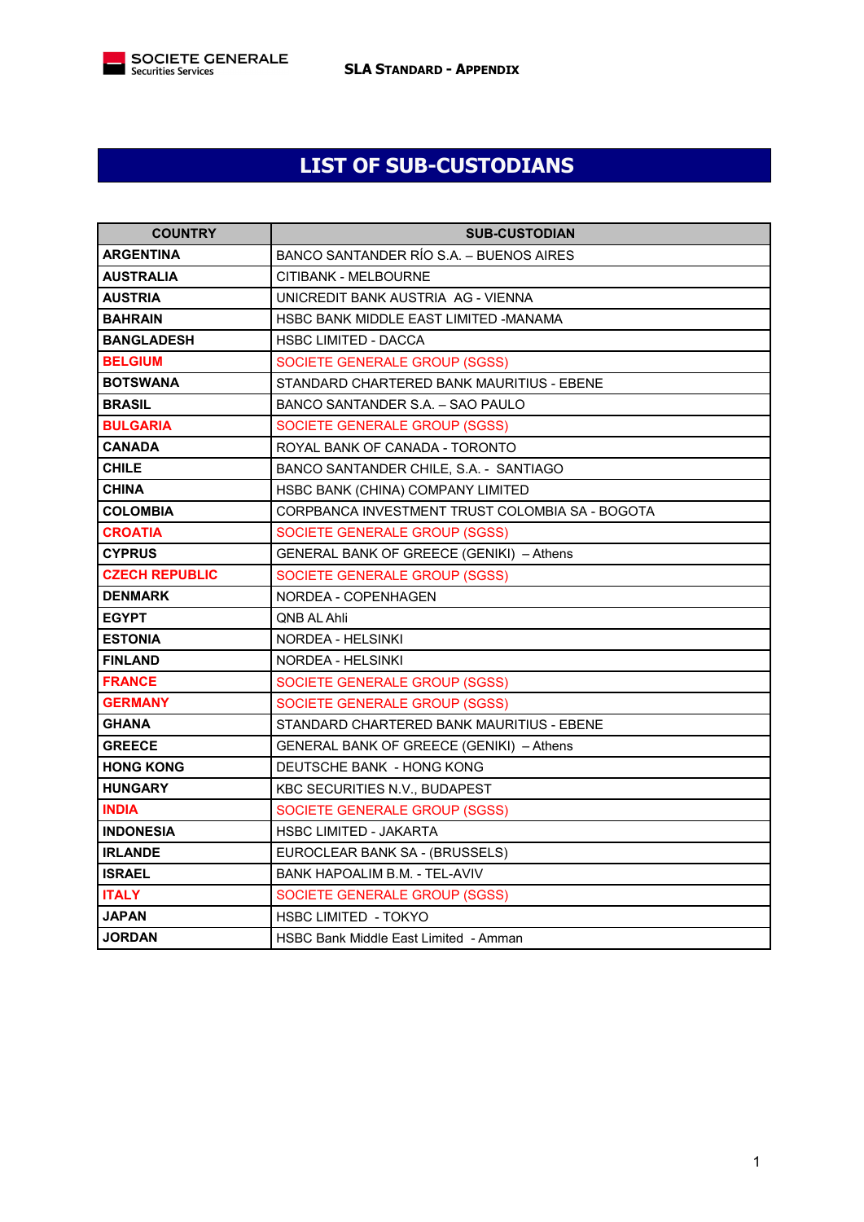# LIST OF SUB-CUSTODIANS

| COUNTRY | SUB-CUSTODIAN |
|---|---|
| ARGENTINA | BANCO SANTANDER RÍO S.A. – BUENOS AIRES |
| AUSTRALIA | CITIBANK - MELBOURNE |
| AUSTRIA | UNICREDIT BANK AUSTRIA AG - VIENNA |
| BAHRAIN | HSBC BANK MIDDLE EAST LIMITED -MANAMA |
| BANGLADESH | HSBC LIMITED - DACCA |
| BELGIUM | SOCIETE GENERALE GROUP (SGSS) |
| BOTSWANA | STANDARD CHARTERED BANK MAURITIUS - EBENE |
| BRASIL | BANCO SANTANDER S.A. – SAO PAULO |
| BULGARIA | SOCIETE GENERALE GROUP (SGSS) |
| CANADA | ROYAL BANK OF CANADA - TORONTO |
| CHILE | BANCO SANTANDER CHILE, S.A. - SANTIAGO |
| CHINA | HSBC BANK (CHINA) COMPANY LIMITED |
| COLOMBIA | CORPBANCA INVESTMENT TRUST COLOMBIA SA - BOGOTA |
| CROATIA | SOCIETE GENERALE GROUP (SGSS) |
| CYPRUS | GENERAL BANK OF GREECE (GENIKI) – Athens |
| CZECH REPUBLIC | SOCIETE GENERALE GROUP (SGSS) |
| DENMARK | NORDEA - COPENHAGEN |
| EGYPT | QNB AL Ahli |
| ESTONIA | NORDEA - HELSINKI |
| FINLAND | NORDEA - HELSINKI |
| FRANCE | SOCIETE GENERALE GROUP (SGSS) |
| GERMANY | SOCIETE GENERALE GROUP (SGSS) |
| GHANA | STANDARD CHARTERED BANK MAURITIUS - EBENE |
| GREECE | GENERAL BANK OF GREECE (GENIKI) – Athens |
| HONG KONG | DEUTSCHE BANK - HONG KONG |
| HUNGARY | KBC SECURITIES N.V., BUDAPEST |
| INDIA | SOCIETE GENERALE GROUP (SGSS) |
| INDONESIA | HSBC LIMITED - JAKARTA |
| IRLANDE | EUROCLEAR BANK SA - (BRUSSELS) |
| ISRAEL | BANK HAPOALIM B.M. - TEL-AVIV |
| ITALY | SOCIETE GENERALE GROUP (SGSS) |
| JAPAN | HSBC LIMITED - TOKYO |
| JORDAN | HSBC Bank Middle East Limited - Amman |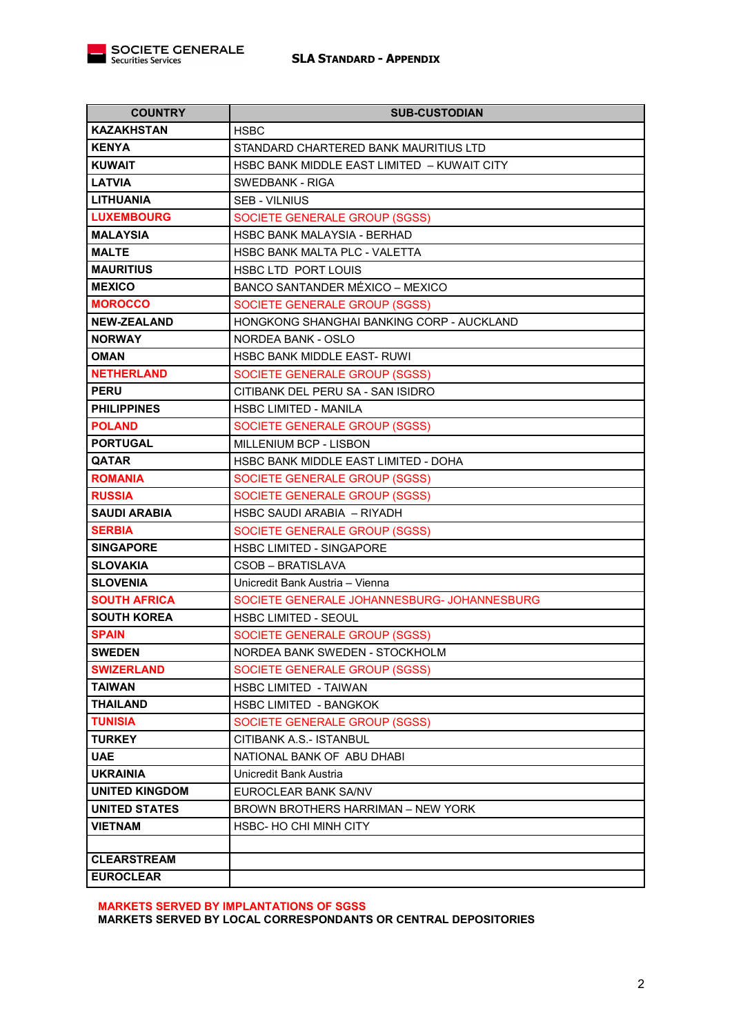| COUNTRY | SUB-CUSTODIAN |
|---|---|
| **KAZAKHSTAN** | HSBC |
| **KENYA** | STANDARD CHARTERED BANK MAURITIUS LTD |
| **KUWAIT** | HSBC BANK MIDDLE EAST LIMITED – KUWAIT CITY |
| **LATVIA** | SWEDBANK - RIGA |
| **LITHUANIA** | SEB - VILNIUS |
| **LUXEMBOURG** | SOCIETE GENERALE GROUP (SGSS) |
| **MALAYSIA** | HSBC BANK MALAYSIA - BERHAD |
| **MALTE** | HSBC BANK MALTA PLC - VALETTA |
| **MAURITIUS** | HSBC LTD PORT LOUIS |
| **MEXICO** | BANCO SANTANDER MÉXICO – MEXICO |
| **MOROCCO** | SOCIETE GENERALE GROUP (SGSS) |
| **NEW-ZEALAND** | HONGKONG SHANGHAI BANKING CORP - AUCKLAND |
| **NORWAY** | NORDEA BANK - OSLO |
| **OMAN** | HSBC BANK MIDDLE EAST- RUWI |
| **NETHERLAND** | SOCIETE GENERALE GROUP (SGSS) |
| **PERU** | CITIBANK DEL PERU SA - SAN ISIDRO |
| **PHILIPPINES** | HSBC LIMITED - MANILA |
| **POLAND** | SOCIETE GENERALE GROUP (SGSS) |
| **PORTUGAL** | MILLENIUM BCP - LISBON |
| **QATAR** | HSBC BANK MIDDLE EAST LIMITED - DOHA |
| **ROMANIA** | SOCIETE GENERALE GROUP (SGSS) |
| **RUSSIA** | SOCIETE GENERALE GROUP (SGSS) |
| **SAUDI ARABIA** | HSBC SAUDI ARABIA – RIYADH |
| **SERBIA** | SOCIETE GENERALE GROUP (SGSS) |
| **SINGAPORE** | HSBC LIMITED - SINGAPORE |
| **SLOVAKIA** | CSOB – BRATISLAVA |
| **SLOVENIA** | Unicredit Bank Austria – Vienna |
| **SOUTH AFRICA** | SOCIETE GENERALE JOHANNESBURG- JOHANNESBURG |
| **SOUTH KOREA** | HSBC LIMITED - SEOUL |
| **SPAIN** | SOCIETE GENERALE GROUP (SGSS) |
| **SWEDEN** | NORDEA BANK SWEDEN - STOCKHOLM |
| **SWIZERLAND** | SOCIETE GENERALE GROUP (SGSS) |
| **TAIWAN** | HSBC LIMITED - TAIWAN |
| **THAILAND** | HSBC LIMITED - BANGKOK |
| **TUNISIA** | SOCIETE GENERALE GROUP (SGSS) |
| **TURKEY** | CITIBANK A.S.- ISTANBUL |
| **UAE** | NATIONAL BANK OF ABU DHABI |
| **UKRAINIA** | Unicredit Bank Austria |
| **UNITED KINGDOM** | EUROCLEAR BANK SA/NV |
| **UNITED STATES** | BROWN BROTHERS HARRIMAN – NEW YORK |
| **VIETNAM** | HSBC- HO CHI MINH CITY |
| | |
| **CLEARSTREAM** | |
| **EUROCLEAR** | |

**MARKETS SERVED BY IMPLANTATIONS OF SGSS**
**MARKETS SERVED BY LOCAL CORRESPONDANTS OR CENTRAL DEPOSITORIES**